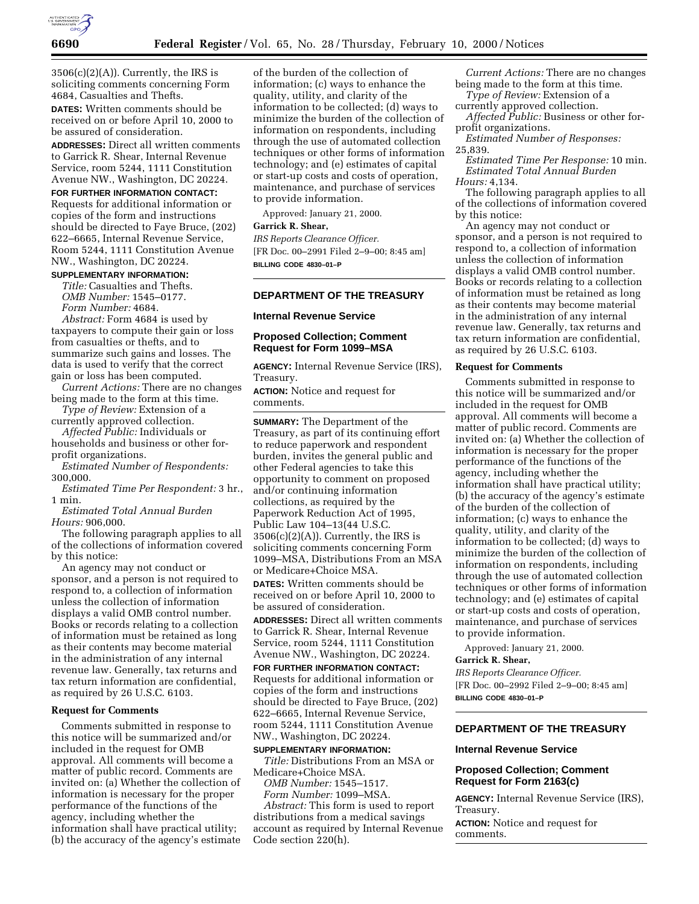3506(c)(2)(A)). Currently, the IRS is soliciting comments concerning Form 4684, Casualties and Thefts.

**DATES:** Written comments should be received on or before April 10, 2000 to be assured of consideration.

**ADDRESSES:** Direct all written comments to Garrick R. Shear, Internal Revenue Service, room 5244, 1111 Constitution Avenue NW., Washington, DC 20224.

**FOR FURTHER INFORMATION CONTACT:** Requests for additional information or copies of the form and instructions should be directed to Faye Bruce, (202) 622–6665, Internal Revenue Service, Room 5244, 1111 Constitution Avenue NW., Washington, DC 20224.

**SUPPLEMENTARY INFORMATION:**

*Title:* Casualties and Thefts.

*OMB Number:* 1545–0177.

*Form Number:* 4684.

*Abstract:* Form 4684 is used by taxpayers to compute their gain or loss from casualties or thefts, and to summarize such gains and losses. The data is used to verify that the correct gain or loss has been computed.

*Current Actions:* There are no changes being made to the form at this time.

*Type of Review:* Extension of a currently approved collection.

*Affected Public:* Individuals or households and business or other for-profit organizations.

*Estimated Number of Respondents:* 300,000.

*Estimated Time Per Respondent:* 3 hr., 1 min.

*Estimated Total Annual Burden Hours:* 906,000.

The following paragraph applies to all of the collections of information covered by this notice:

An agency may not conduct or sponsor, and a person is not required to respond to, a collection of information unless the collection of information displays a valid OMB control number. Books or records relating to a collection of information must be retained as long as their contents may become material in the administration of any internal revenue law. Generally, tax returns and tax return information are confidential, as required by 26 U.S.C. 6103.

**Request for Comments**

Comments submitted in response to this notice will be summarized and/or included in the request for OMB approval. All comments will become a matter of public record. Comments are invited on: (a) Whether the collection of information is necessary for the proper performance of the functions of the agency, including whether the information shall have practical utility; (b) the accuracy of the agency's estimate of the burden of the collection of information; (c) ways to enhance the quality, utility, and clarity of the information to be collected; (d) ways to minimize the burden of the collection of information on respondents, including through the use of automated collection techniques or other forms of information technology; and (e) estimates of capital or start-up costs and costs of operation, maintenance, and purchase of services to provide information.

Approved: January 21, 2000.

**Garrick R. Shear,**

*IRS Reports Clearance Officer.*

[FR Doc. 00–2991 Filed 2–9–00; 8:45 am]

**BILLING CODE 4830–01–P**

---

## DEPARTMENT OF THE TREASURY

### Internal Revenue Service

### Proposed Collection; Comment Request for Form 1099–MSA

**AGENCY:** Internal Revenue Service (IRS), Treasury.

**ACTION:** Notice and request for comments.

**SUMMARY:** The Department of the Treasury, as part of its continuing effort to reduce paperwork and respondent burden, invites the general public and other Federal agencies to take this opportunity to comment on proposed and/or continuing information collections, as required by the Paperwork Reduction Act of 1995, Public Law 104–13(44 U.S.C. 3506(c)(2)(A)). Currently, the IRS is soliciting comments concerning Form 1099–MSA, Distributions From an MSA or Medicare+Choice MSA.

**DATES:** Written comments should be received on or before April 10, 2000 to be assured of consideration.

**ADDRESSES:** Direct all written comments to Garrick R. Shear, Internal Revenue Service, room 5244, 1111 Constitution Avenue NW., Washington, DC 20224.

**FOR FURTHER INFORMATION CONTACT:** Requests for additional information or copies of the form and instructions should be directed to Faye Bruce, (202) 622–6665, Internal Revenue Service, room 5244, 1111 Constitution Avenue NW., Washington, DC 20224.

**SUPPLEMENTARY INFORMATION:**

*Title:* Distributions From an MSA or Medicare+Choice MSA.

*OMB Number:* 1545–1517.

*Form Number:* 1099–MSA.

*Abstract:* This form is used to report distributions from a medical savings account as required by Internal Revenue Code section 220(h).

*Current Actions:* There are no changes being made to the form at this time.

*Type of Review:* Extension of a currently approved collection.

*Affected Public:* Business or other for-profit organizations.

*Estimated Number of Responses:* 25,839.

*Estimated Time Per Response:* 10 min.

*Estimated Total Annual Burden Hours:* 4,134.

The following paragraph applies to all of the collections of information covered by this notice:

An agency may not conduct or sponsor, and a person is not required to respond to, a collection of information unless the collection of information displays a valid OMB control number. Books or records relating to a collection of information must be retained as long as their contents may become material in the administration of any internal revenue law. Generally, tax returns and tax return information are confidential, as required by 26 U.S.C. 6103.

**Request for Comments**

Comments submitted in response to this notice will be summarized and/or included in the request for OMB approval. All comments will become a matter of public record. Comments are invited on: (a) Whether the collection of information is necessary for the proper performance of the functions of the agency, including whether the information shall have practical utility; (b) the accuracy of the agency's estimate of the burden of the collection of information; (c) ways to enhance the quality, utility, and clarity of the information to be collected; (d) ways to minimize the burden of the collection of information on respondents, including through the use of automated collection techniques or other forms of information technology; and (e) estimates of capital or start-up costs and costs of operation, maintenance, and purchase of services to provide information.

Approved: January 21, 2000.

**Garrick R. Shear,**

*IRS Reports Clearance Officer.*

[FR Doc. 00–2992 Filed 2–9–00; 8:45 am]

**BILLING CODE 4830–01–P**

---

## DEPARTMENT OF THE TREASURY

### Internal Revenue Service

### Proposed Collection; Comment Request for Form 2163(c)

**AGENCY:** Internal Revenue Service (IRS), Treasury.

**ACTION:** Notice and request for comments.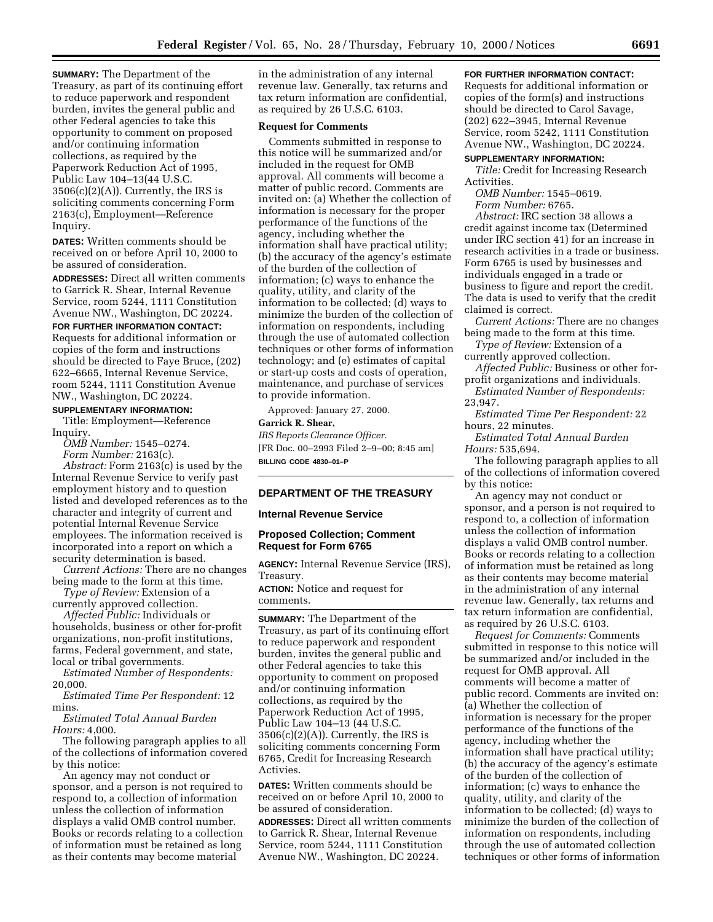**SUMMARY:** The Department of the Treasury, as part of its continuing effort to reduce paperwork and respondent burden, invites the general public and other Federal agencies to take this opportunity to comment on proposed and/or continuing information collections, as required by the Paperwork Reduction Act of 1995, Public Law 104–13(44 U.S.C. 3506(c)(2)(A)). Currently, the IRS is soliciting comments concerning Form 2163(c), Employment—Reference Inquiry.

**DATES:** Written comments should be received on or before April 10, 2000 to be assured of consideration.

**ADDRESSES:** Direct all written comments to Garrick R. Shear, Internal Revenue Service, room 5244, 1111 Constitution Avenue NW., Washington, DC 20224.

**FOR FURTHER INFORMATION CONTACT:** Requests for additional information or copies of the form and instructions should be directed to Faye Bruce, (202) 622–6665, Internal Revenue Service, room 5244, 1111 Constitution Avenue NW., Washington, DC 20224.

**SUPPLEMENTARY INFORMATION:**

Title: Employment—Reference Inquiry.

*OMB Number:* 1545–0274.

*Form Number:* 2163(c).

*Abstract:* Form 2163(c) is used by the Internal Revenue Service to verify past employment history and to question listed and developed references as to the character and integrity of current and potential Internal Revenue Service employees. The information received is incorporated into a report on which a security determination is based.

*Current Actions:* There are no changes being made to the form at this time.

*Type of Review:* Extension of a currently approved collection.

*Affected Public:* Individuals or households, business or other for-profit organizations, non-profit institutions, farms, Federal government, and state, local or tribal governments.

*Estimated Number of Respondents:* 20,000.

*Estimated Time Per Respondent:* 12 mins.

*Estimated Total Annual Burden Hours:* 4,000.

The following paragraph applies to all of the collections of information covered by this notice:

An agency may not conduct or sponsor, and a person is not required to respond to, a collection of information unless the collection of information displays a valid OMB control number. Books or records relating to a collection of information must be retained as long as their contents may become material in the administration of any internal revenue law. Generally, tax returns and tax return information are confidential, as required by 26 U.S.C. 6103.

**Request for Comments**

Comments submitted in response to this notice will be summarized and/or included in the request for OMB approval. All comments will become a matter of public record. Comments are invited on: (a) Whether the collection of information is necessary for the proper performance of the functions of the agency, including whether the information shall have practical utility; (b) the accuracy of the agency's estimate of the burden of the collection of information; (c) ways to enhance the quality, utility, and clarity of the information to be collected; (d) ways to minimize the burden of the collection of information on respondents, including through the use of automated collection techniques or other forms of information technology; and (e) estimates of capital or start-up costs and costs of operation, maintenance, and purchase of services to provide information.

Approved: January 27, 2000.

**Garrick R. Shear,**

*IRS Reports Clearance Officer.*

[FR Doc. 00–2993 Filed 2–9–00; 8:45 am]

**BILLING CODE 4830–01–P**

## DEPARTMENT OF THE TREASURY

## Internal Revenue Service

## Proposed Collection; Comment Request for Form 6765

**AGENCY:** Internal Revenue Service (IRS), Treasury.

**ACTION:** Notice and request for comments.

**SUMMARY:** The Department of the Treasury, as part of its continuing effort to reduce paperwork and respondent burden, invites the general public and other Federal agencies to take this opportunity to comment on proposed and/or continuing information collections, as required by the Paperwork Reduction Act of 1995, Public Law 104–13 (44 U.S.C. 3506(c)(2)(A)). Currently, the IRS is soliciting comments concerning Form 6765, Credit for Increasing Research Activies.

**DATES:** Written comments should be received on or before April 10, 2000 to be assured of consideration.

**ADDRESSES:** Direct all written comments to Garrick R. Shear, Internal Revenue Service, room 5244, 1111 Constitution Avenue NW., Washington, DC 20224.

**FOR FURTHER INFORMATION CONTACT:** Requests for additional information or copies of the form(s) and instructions should be directed to Carol Savage, (202) 622–3945, Internal Revenue Service, room 5242, 1111 Constitution Avenue NW., Washington, DC 20224.

**SUPPLEMENTARY INFORMATION:**

*Title:* Credit for Increasing Research Activities.

*OMB Number:* 1545–0619.

*Form Number:* 6765.

*Abstract:* IRC section 38 allows a credit against income tax (Determined under IRC section 41) for an increase in research activities in a trade or business. Form 6765 is used by businesses and individuals engaged in a trade or business to figure and report the credit. The data is used to verify that the credit claimed is correct.

*Current Actions:* There are no changes being made to the form at this time.

*Type of Review:* Extension of a currently approved collection.

*Affected Public:* Business or other for-profit organizations and individuals.

*Estimated Number of Respondents:* 23,947.

*Estimated Time Per Respondent:* 22 hours, 22 minutes.

*Estimated Total Annual Burden Hours:* 535,694.

The following paragraph applies to all of the collections of information covered by this notice:

An agency may not conduct or sponsor, and a person is not required to respond to, a collection of information unless the collection of information displays a valid OMB control number. Books or records relating to a collection of information must be retained as long as their contents may become material in the administration of any internal revenue law. Generally, tax returns and tax return information are confidential, as required by 26 U.S.C. 6103.

*Request for Comments:* Comments submitted in response to this notice will be summarized and/or included in the request for OMB approval. All comments will become a matter of public record. Comments are invited on: (a) Whether the collection of information is necessary for the proper performance of the functions of the agency, including whether the information shall have practical utility; (b) the accuracy of the agency's estimate of the burden of the collection of information; (c) ways to enhance the quality, utility, and clarity of the information to be collected; (d) ways to minimize the burden of the collection of information on respondents, including through the use of automated collection techniques or other forms of information